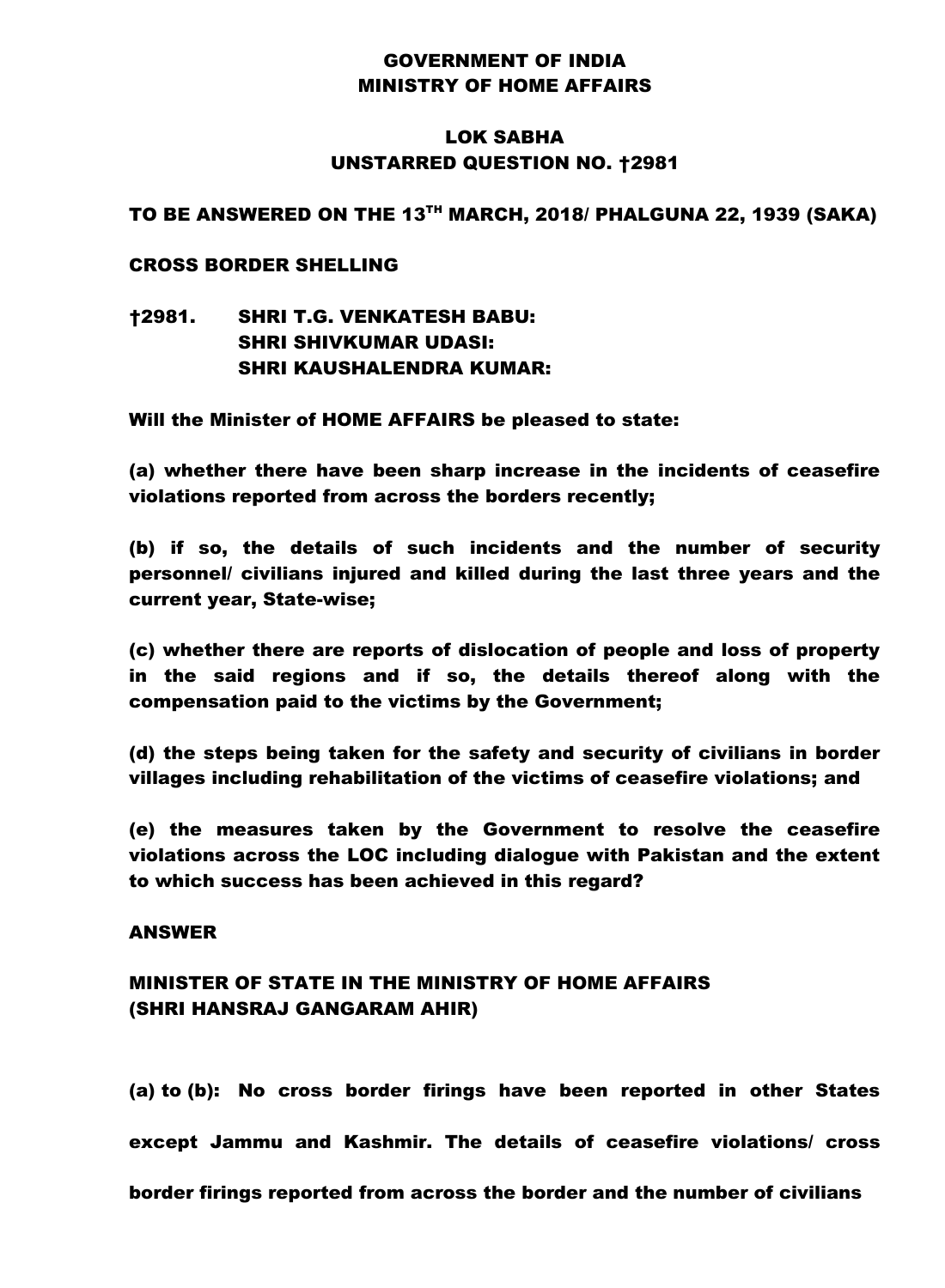# GOVERNMENT OF INDIA
# MINISTRY OF HOME AFFAIRS

## LOK SABHA
## UNSTARRED QUESTION NO. †2981

**TO BE ANSWERED ON THE 13TH MARCH, 2018/ PHALGUNA 22, 1939 (SAKA)**

**CROSS BORDER SHELLING**

**†2981. SHRI T.G. VENKATESH BABU:**
**SHRI SHIVKUMAR UDASI:**
**SHRI KAUSHALENDRA KUMAR:**

**Will the Minister of HOME AFFAIRS be pleased to state:**

**(a) whether there have been sharp increase in the incidents of ceasefire violations reported from across the borders recently;**

**(b) if so, the details of such incidents and the number of security personnel/ civilians injured and killed during the last three years and the current year, State-wise;**

**(c) whether there are reports of dislocation of people and loss of property in the said regions and if so, the details thereof along with the compensation paid to the victims by the Government;**

**(d) the steps being taken for the safety and security of civilians in border villages including rehabilitation of the victims of ceasefire violations; and**

**(e) the measures taken by the Government to resolve the ceasefire violations across the LOC including dialogue with Pakistan and the extent to which success has been achieved in this regard?**

**ANSWER**

**MINISTER OF STATE IN THE MINISTRY OF HOME AFFAIRS (SHRI HANSRAJ GANGARAM AHIR)**

**(a) to (b): No cross border firings have been reported in other States except Jammu and Kashmir. The details of ceasefire violations/ cross border firings reported from across the border and the number of civilians**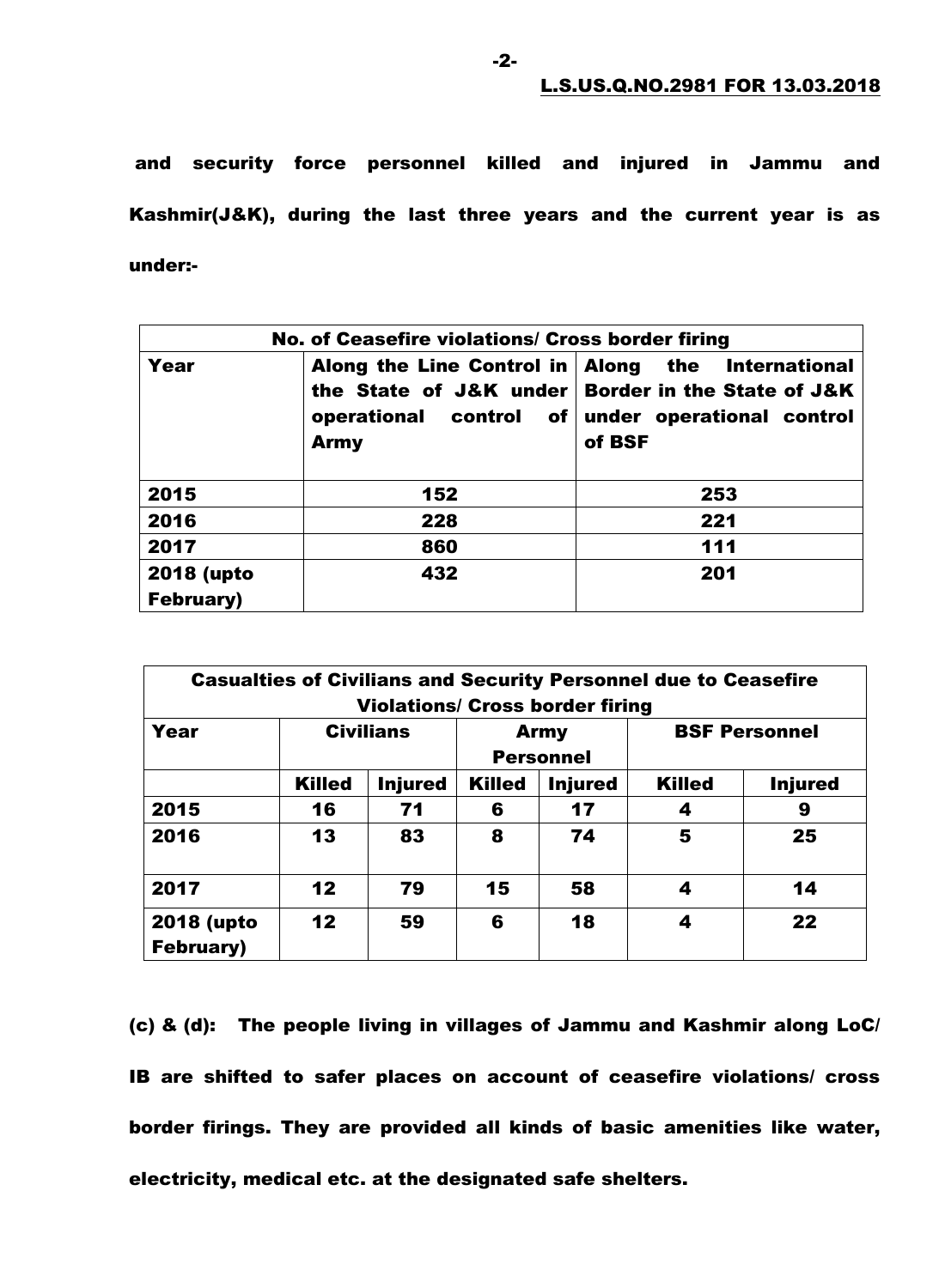and security force personnel killed and injured in Jammu and Kashmir(J&K), during the last three years and the current year is as under:-

| No. of Ceasefire violations/ Cross border firing | | |
|---|---|---|
| **Year** | **Along the Line Control in the State of J&K under operational control of Army** | **Along the International Border in the State of J&K under operational control of BSF** |
| **2015** | **152** | **253** |
| **2016** | **228** | **221** |
| **2017** | **860** | **111** |
| **2018 (upto February)** | **432** | **201** |

| Casualties of Civilians and Security Personnel due to Ceasefire Violations/ Cross border firing | | | | | | |
|---|---|---|---|---|---|---|
| **Year** | **Civilians** | | **Army Personnel** | | **BSF Personnel** | |
| | **Killed** | **Injured** | **Killed** | **Injured** | **Killed** | **Injured** |
| **2015** | **16** | **71** | **6** | **17** | **4** | **9** |
| **2016** | **13** | **83** | **8** | **74** | **5** | **25** |
| **2017** | **12** | **79** | **15** | **58** | **4** | **14** |
| **2018 (upto February)** | **12** | **59** | **6** | **18** | **4** | **22** |

**(c) & (d):** The people living in villages of Jammu and Kashmir along LoC/ IB are shifted to safer places on account of ceasefire violations/ cross border firings. They are provided all kinds of basic amenities like water, electricity, medical etc. at the designated safe shelters.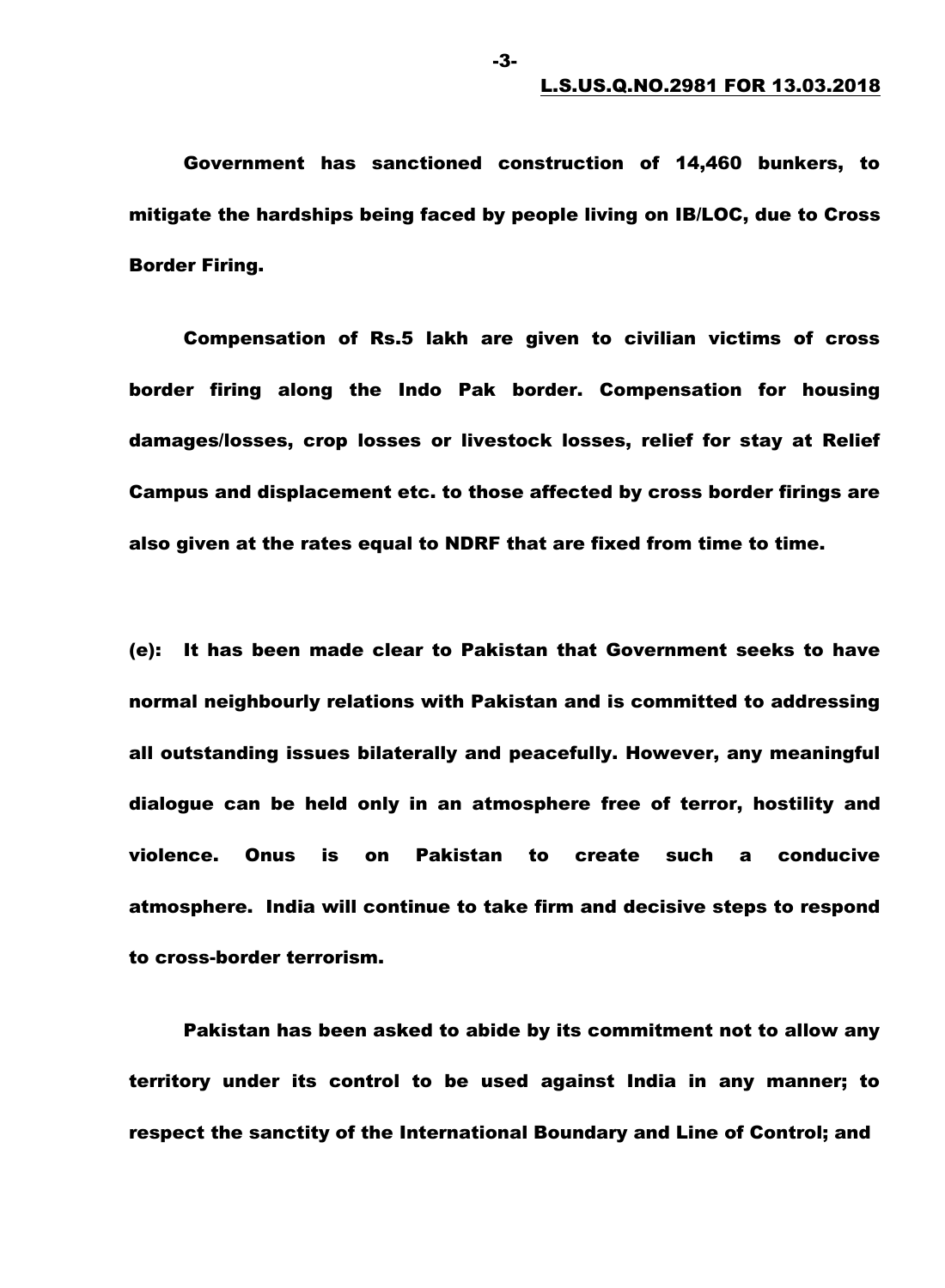Government has sanctioned construction of 14,460 bunkers, to mitigate the hardships being faced by people living on IB/LOC, due to Cross Border Firing.

Compensation of Rs.5 lakh are given to civilian victims of cross border firing along the Indo Pak border. Compensation for housing damages/losses, crop losses or livestock losses, relief for stay at Relief Campus and displacement etc. to those affected by cross border firings are also given at the rates equal to NDRF that are fixed from time to time.

(e): It has been made clear to Pakistan that Government seeks to have normal neighbourly relations with Pakistan and is committed to addressing all outstanding issues bilaterally and peacefully. However, any meaningful dialogue can be held only in an atmosphere free of terror, hostility and violence. Onus is on Pakistan to create such a conducive atmosphere. India will continue to take firm and decisive steps to respond to cross-border terrorism.

Pakistan has been asked to abide by its commitment not to allow any territory under its control to be used against India in any manner; to respect the sanctity of the International Boundary and Line of Control; and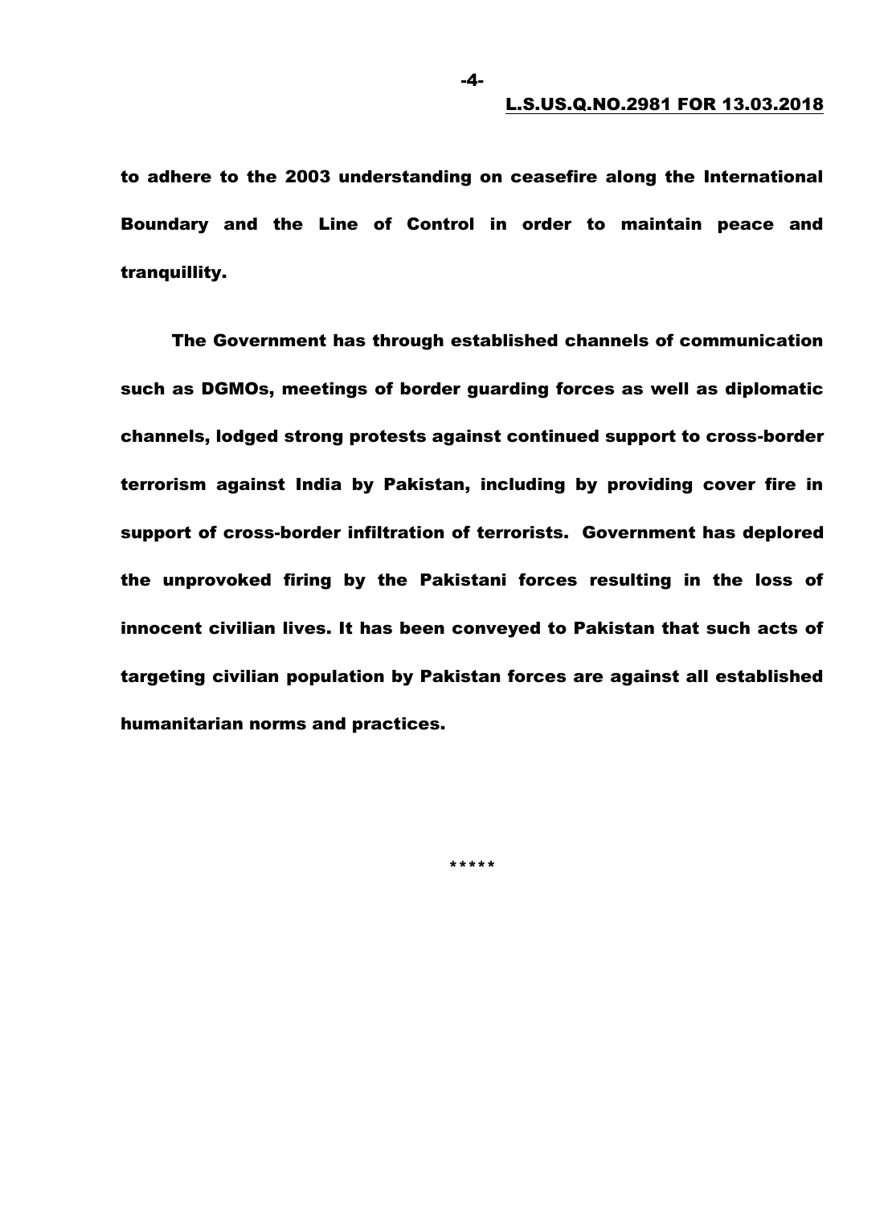to adhere to the 2003 understanding on ceasefire along the International Boundary and the Line of Control in order to maintain peace and tranquillity.

The Government has through established channels of communication such as DGMOs, meetings of border guarding forces as well as diplomatic channels, lodged strong protests against continued support to cross-border terrorism against India by Pakistan, including by providing cover fire in support of cross-border infiltration of terrorists. Government has deplored the unprovoked firing by the Pakistani forces resulting in the loss of innocent civilian lives. It has been conveyed to Pakistan that such acts of targeting civilian population by Pakistan forces are against all established humanitarian norms and practices.

*****